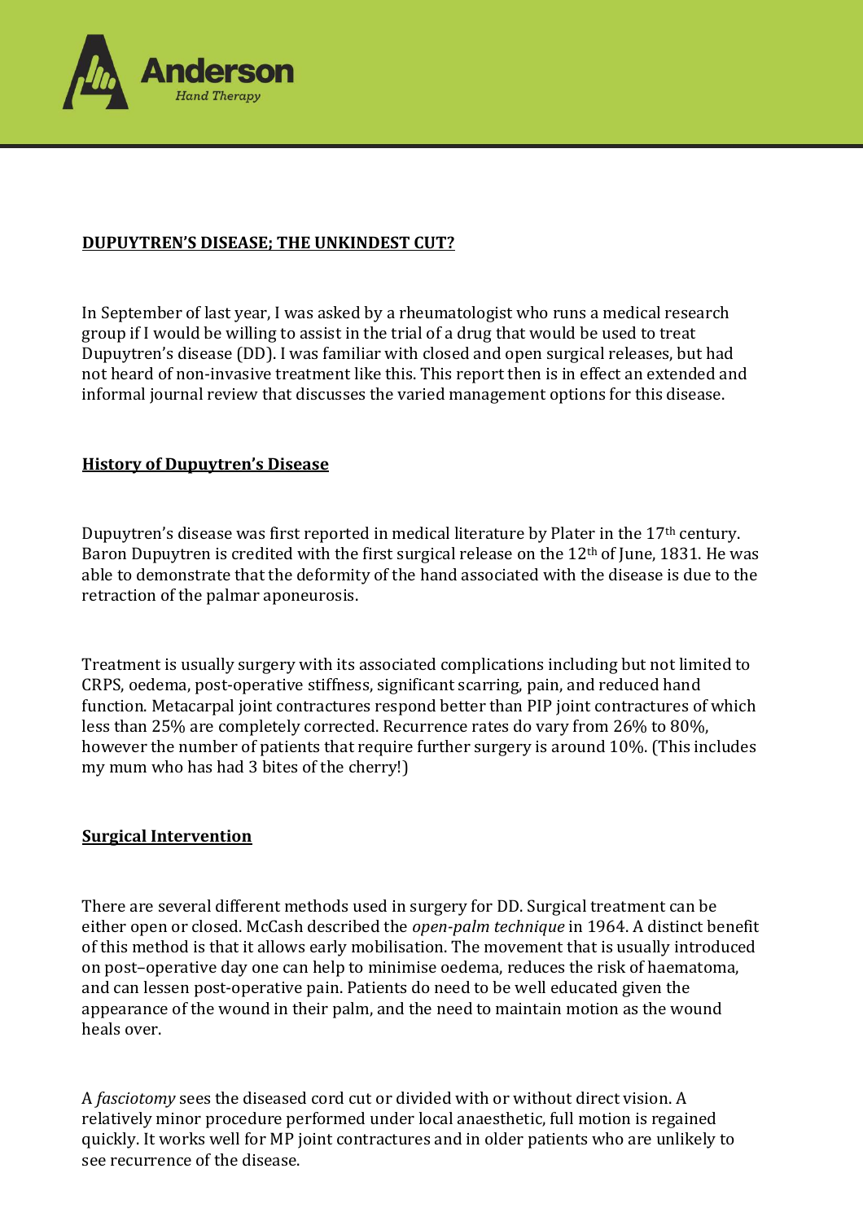# DUPUYTREN'S DISEASE; THE UNKINDEST CUT?

In September of last year, I was asked by a rheumatologist who runs a medical research group if I would be willing to assist in the trial of a drug that would be used to treat Dupuytren's disease (DD). I was familiar with closed and open surgical releases, but had not heard of non-invasive treatment like this. This report then is in effect an extended and informal journal review that discusses the varied management options for this disease.

## History of Dupuytren's Disease

Dupuytren's disease was first reported in medical literature by Plater in the 17th century. Baron Dupuytren is credited with the first surgical release on the 12th of June, 1831. He was able to demonstrate that the deformity of the hand associated with the disease is due to the retraction of the palmar aponeurosis.

Treatment is usually surgery with its associated complications including but not limited to CRPS, oedema, post-operative stiffness, significant scarring, pain, and reduced hand function. Metacarpal joint contractures respond better than PIP joint contractures of which less than 25% are completely corrected. Recurrence rates do vary from 26% to 80%, however the number of patients that require further surgery is around 10%. (This includes my mum who has had 3 bites of the cherry!)

## Surgical Intervention

There are several different methods used in surgery for DD. Surgical treatment can be either open or closed. McCash described the *open-palm technique* in 1964. A distinct benefit of this method is that it allows early mobilisation. The movement that is usually introduced on post–operative day one can help to minimise oedema, reduces the risk of haematoma, and can lessen post-operative pain. Patients do need to be well educated given the appearance of the wound in their palm, and the need to maintain motion as the wound heals over.

A *fasciotomy* sees the diseased cord cut or divided with or without direct vision. A relatively minor procedure performed under local anaesthetic, full motion is regained quickly. It works well for MP joint contractures and in older patients who are unlikely to see recurrence of the disease.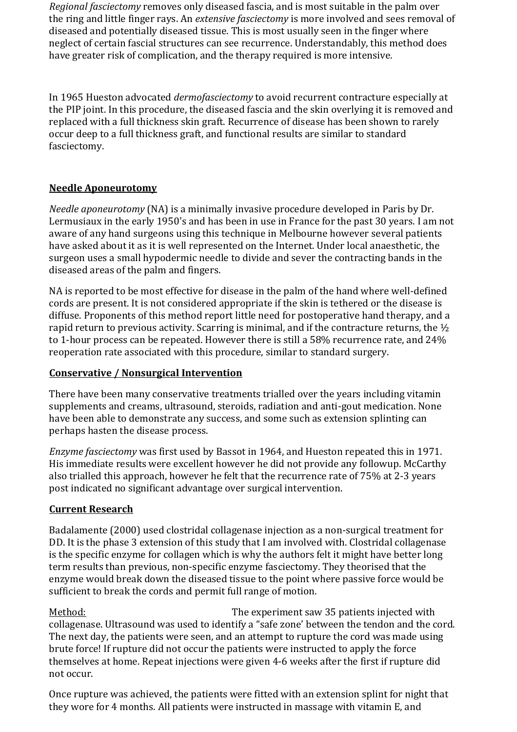*Regional fasciectomy* removes only diseased fascia, and is most suitable in the palm over the ring and little finger rays. An *extensive fasciectomy* is more involved and sees removal of diseased and potentially diseased tissue. This is most usually seen in the finger where neglect of certain fascial structures can see recurrence. Understandably, this method does have greater risk of complication, and the therapy required is more intensive.

In 1965 Hueston advocated *dermofasciectomy* to avoid recurrent contracture especially at the PIP joint. In this procedure, the diseased fascia and the skin overlying it is removed and replaced with a full thickness skin graft. Recurrence of disease has been shown to rarely occur deep to a full thickness graft, and functional results are similar to standard fasciectomy.

**<u>Needle Aponeurotomy</u>**

*Needle aponeurotomy* (NA) is a minimally invasive procedure developed in Paris by Dr. Lermusiaux in the early 1950's and has been in use in France for the past 30 years. I am not aware of any hand surgeons using this technique in Melbourne however several patients have asked about it as it is well represented on the Internet. Under local anaesthetic, the surgeon uses a small hypodermic needle to divide and sever the contracting bands in the diseased areas of the palm and fingers.

NA is reported to be most effective for disease in the palm of the hand where well-defined cords are present. It is not considered appropriate if the skin is tethered or the disease is diffuse. Proponents of this method report little need for postoperative hand therapy, and a rapid return to previous activity. Scarring is minimal, and if the contracture returns, the ½ to 1-hour process can be repeated. However there is still a 58% recurrence rate, and 24% reoperation rate associated with this procedure, similar to standard surgery.

**<u>Conservative / Nonsurgical Intervention</u>**

There have been many conservative treatments trialled over the years including vitamin supplements and creams, ultrasound, steroids, radiation and anti-gout medication. None have been able to demonstrate any success, and some such as extension splinting can perhaps hasten the disease process.

*Enzyme fasciectomy* was first used by Bassot in 1964, and Hueston repeated this in 1971. His immediate results were excellent however he did not provide any followup. McCarthy also trialled this approach, however he felt that the recurrence rate of 75% at 2-3 years post indicated no significant advantage over surgical intervention.

**<u>Current Research</u>**

Badalamente (2000) used clostridal collagenase injection as a non-surgical treatment for DD. It is the phase 3 extension of this study that I am involved with. Clostridal collagenase is the specific enzyme for collagen which is why the authors felt it might have better long term results than previous, non-specific enzyme fasciectomy. They theorised that the enzyme would break down the diseased tissue to the point where passive force would be sufficient to break the cords and permit full range of motion.

<u>Method:</u> The experiment saw 35 patients injected with collagenase. Ultrasound was used to identify a "safe zone' between the tendon and the cord. The next day, the patients were seen, and an attempt to rupture the cord was made using brute force! If rupture did not occur the patients were instructed to apply the force themselves at home. Repeat injections were given 4-6 weeks after the first if rupture did not occur.

Once rupture was achieved, the patients were fitted with an extension splint for night that they wore for 4 months. All patients were instructed in massage with vitamin E, and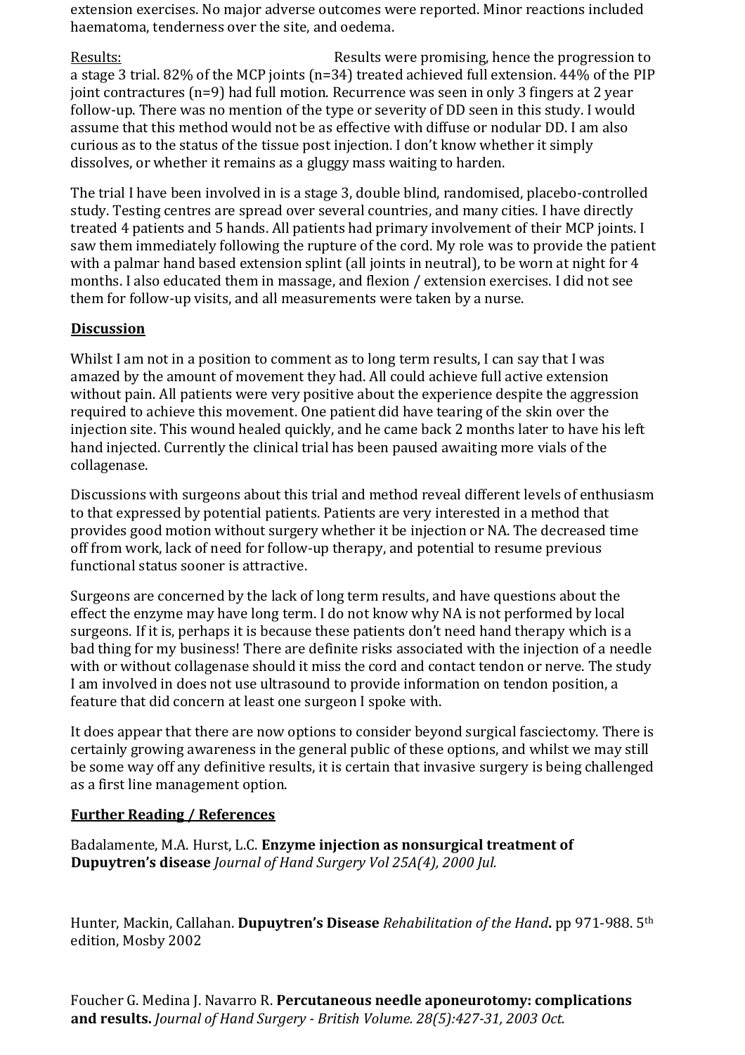extension exercises. No major adverse outcomes were reported. Minor reactions included haematoma, tenderness over the site, and oedema.

Results: Results were promising, hence the progression to a stage 3 trial. 82% of the MCP joints (n=34) treated achieved full extension. 44% of the PIP joint contractures (n=9) had full motion. Recurrence was seen in only 3 fingers at 2 year follow-up. There was no mention of the type or severity of DD seen in this study. I would assume that this method would not be as effective with diffuse or nodular DD. I am also curious as to the status of the tissue post injection. I don't know whether it simply dissolves, or whether it remains as a gluggy mass waiting to harden.

The trial I have been involved in is a stage 3, double blind, randomised, placebo-controlled study. Testing centres are spread over several countries, and many cities. I have directly treated 4 patients and 5 hands. All patients had primary involvement of their MCP joints. I saw them immediately following the rupture of the cord. My role was to provide the patient with a palmar hand based extension splint (all joints in neutral), to be worn at night for 4 months. I also educated them in massage, and flexion / extension exercises. I did not see them for follow-up visits, and all measurements were taken by a nurse.

## Discussion

Whilst I am not in a position to comment as to long term results, I can say that I was amazed by the amount of movement they had. All could achieve full active extension without pain. All patients were very positive about the experience despite the aggression required to achieve this movement. One patient did have tearing of the skin over the injection site. This wound healed quickly, and he came back 2 months later to have his left hand injected. Currently the clinical trial has been paused awaiting more vials of the collagenase.

Discussions with surgeons about this trial and method reveal different levels of enthusiasm to that expressed by potential patients. Patients are very interested in a method that provides good motion without surgery whether it be injection or NA. The decreased time off from work, lack of need for follow-up therapy, and potential to resume previous functional status sooner is attractive.

Surgeons are concerned by the lack of long term results, and have questions about the effect the enzyme may have long term. I do not know why NA is not performed by local surgeons. If it is, perhaps it is because these patients don't need hand therapy which is a bad thing for my business! There are definite risks associated with the injection of a needle with or without collagenase should it miss the cord and contact tendon or nerve. The study I am involved in does not use ultrasound to provide information on tendon position, a feature that did concern at least one surgeon I spoke with.

It does appear that there are now options to consider beyond surgical fasciectomy. There is certainly growing awareness in the general public of these options, and whilst we may still be some way off any definitive results, it is certain that invasive surgery is being challenged as a first line management option.

## Further Reading / References

Badalamente, M.A. Hurst, L.C. **Enzyme injection as nonsurgical treatment of Dupuytren's disease** *Journal of Hand Surgery Vol 25A(4), 2000 Jul.*

Hunter, Mackin, Callahan. **Dupuytren's Disease** *Rehabilitation of the Hand***.** pp 971-988. 5th edition, Mosby 2002

Foucher G. Medina J. Navarro R. **Percutaneous needle aponeurotomy: complications and results.** *Journal of Hand Surgery - British Volume. 28(5):427-31, 2003 Oct.*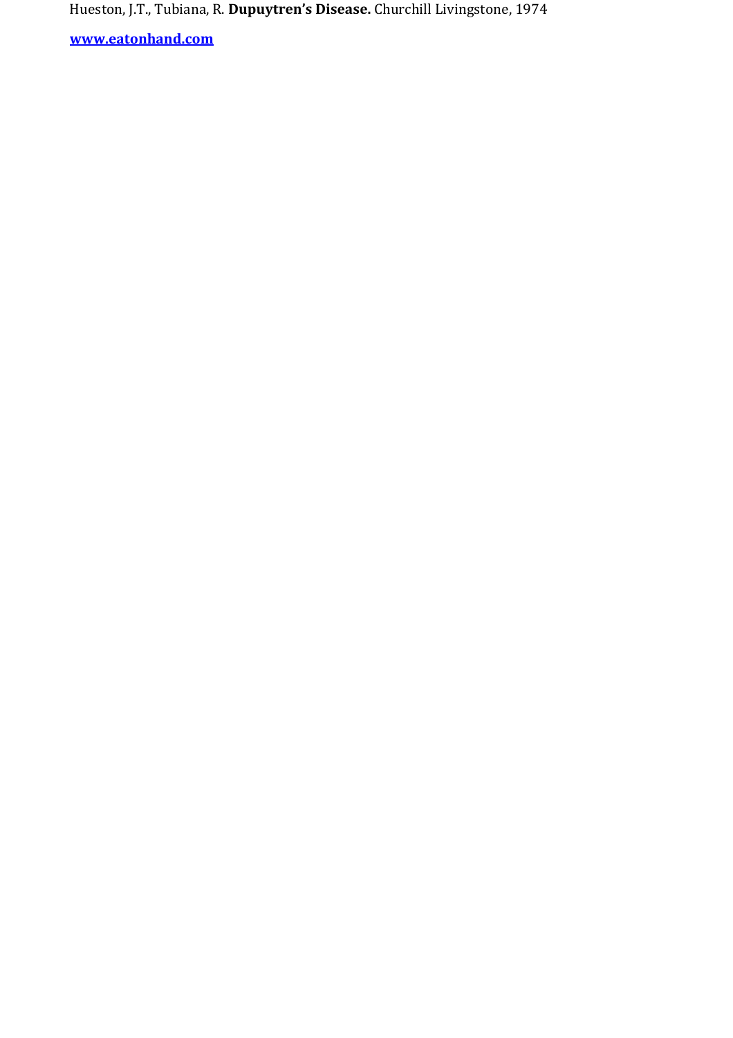Hueston, J.T., Tubiana, R. **Dupuytren's Disease.** Churchill Livingstone, 1974

**[www.eatonhand.com](http://www.eatonhand.com)**